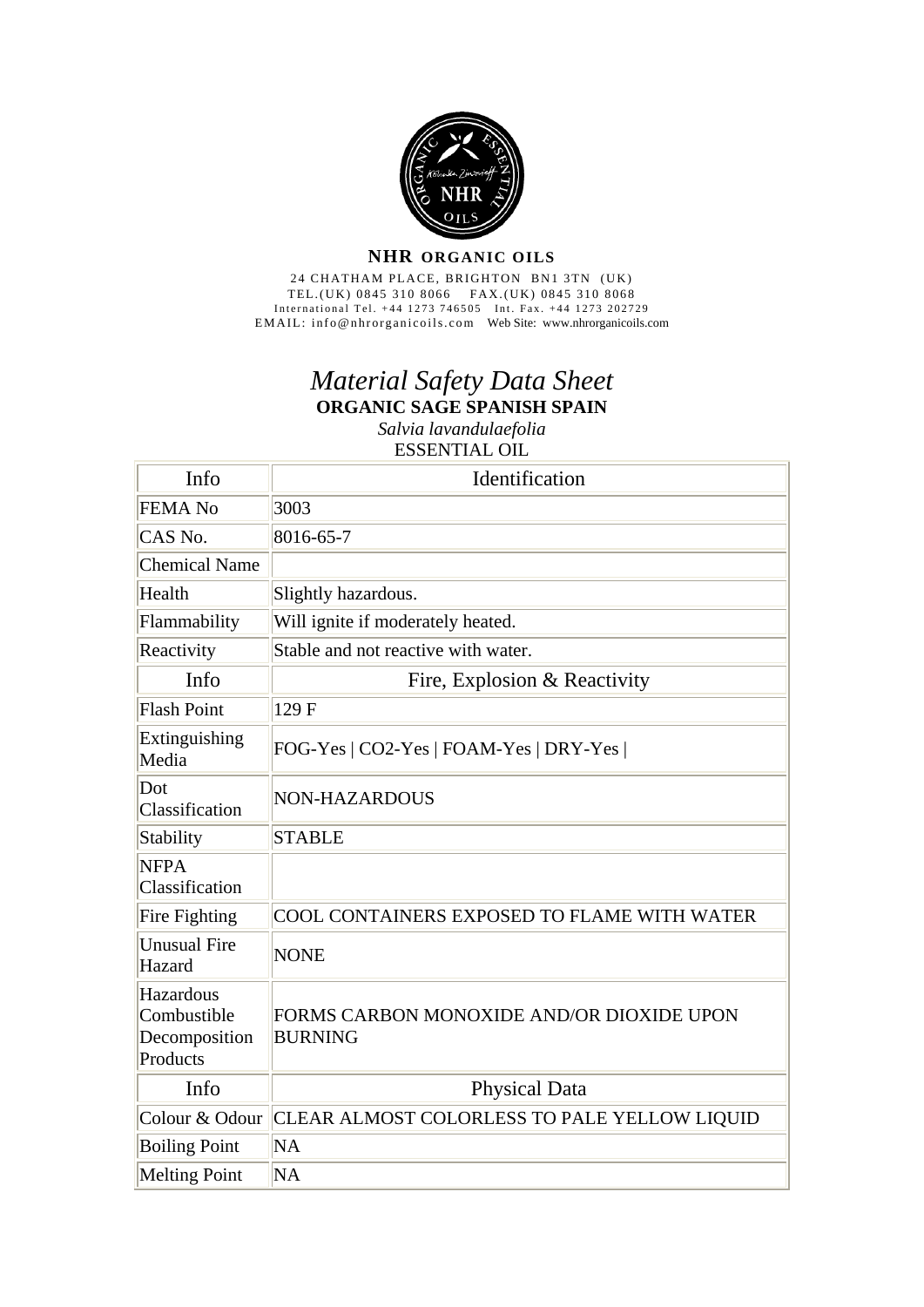**NHR ORGANIC OILS**

24 CHATHAM PLACE, BRIGHTON BN1 3TN (UK)
TEL.(UK) 0845 310 8066 FAX.(UK) 0845 310 8068
International Tel. +44 1273 746505 Int. Fax. +44 1273 202729
EMAIL: info@nhrorganicoils.com Web Site: www.nhrorganicoils.com

# *Material Safety Data Sheet*

**ORGANIC SAGE SPANISH SPAIN**

*Salvia lavandulaefolia*

ESSENTIAL OIL

| Info | Identification |
|---|---|
| FEMA No | 3003 |
| CAS No. | 8016-65-7 |
| Chemical Name | |
| Health | Slightly hazardous. |
| Flammability | Will ignite if moderately heated. |
| Reactivity | Stable and not reactive with water. |
| **Info** | **Fire, Explosion & Reactivity** |
| Flash Point | 129 F |
| Extinguishing Media | FOG-Yes \| CO2-Yes \| FOAM-Yes \| DRY-Yes \| |
| Dot Classification | NON-HAZARDOUS |
| Stability | STABLE |
| NFPA Classification | |
| Fire Fighting | COOL CONTAINERS EXPOSED TO FLAME WITH WATER |
| Unusual Fire Hazard | NONE |
| Hazardous Combustible Decomposition Products | FORMS CARBON MONOXIDE AND/OR DIOXIDE UPON BURNING |
| **Info** | **Physical Data** |
| Colour & Odour | CLEAR ALMOST COLORLESS TO PALE YELLOW LIQUID |
| Boiling Point | NA |
| Melting Point | NA |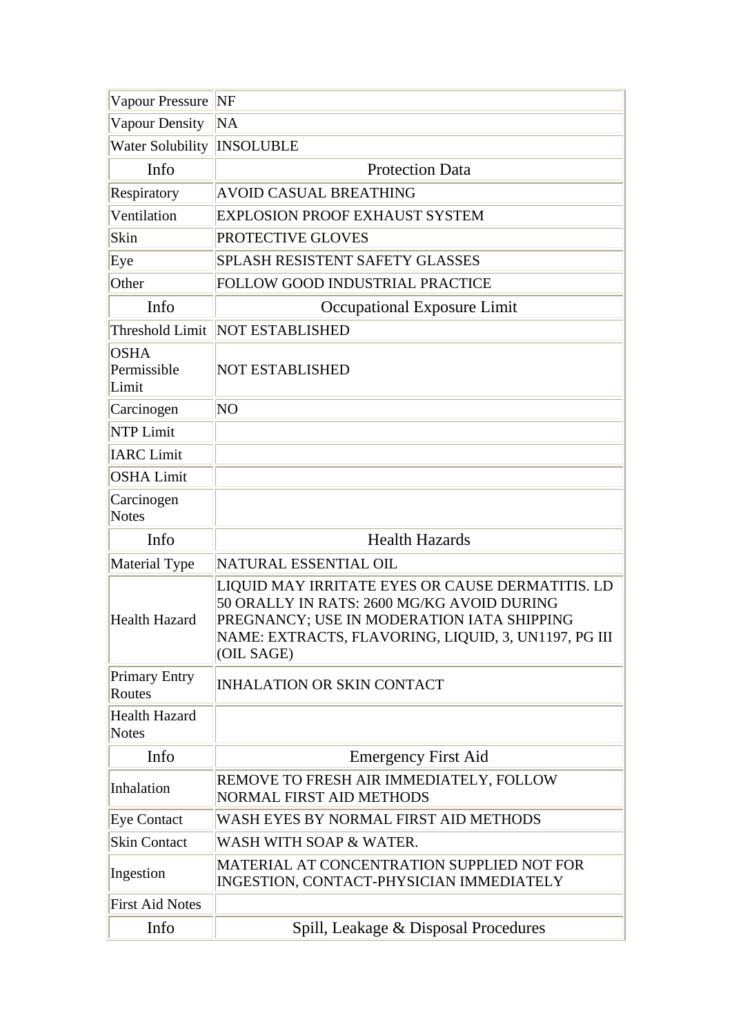| | |
|---|---|
| Vapour Pressure | NF |
| Vapour Density | NA |
| Water Solubility | INSOLUBLE |
| Info | Protection Data |
| Respiratory | AVOID CASUAL BREATHING |
| Ventilation | EXPLOSION PROOF EXHAUST SYSTEM |
| Skin | PROTECTIVE GLOVES |
| Eye | SPLASH RESISTENT SAFETY GLASSES |
| Other | FOLLOW GOOD INDUSTRIAL PRACTICE |
| Info | Occupational Exposure Limit |
| Threshold Limit | NOT ESTABLISHED |
| OSHA Permissible Limit | NOT ESTABLISHED |
| Carcinogen | NO |
| NTP Limit | |
| IARC Limit | |
| OSHA Limit | |
| Carcinogen Notes | |
| Info | Health Hazards |
| Material Type | NATURAL ESSENTIAL OIL |
| Health Hazard | LIQUID MAY IRRITATE EYES OR CAUSE DERMATITIS. LD 50 ORALLY IN RATS: 2600 MG/KG AVOID DURING PREGNANCY; USE IN MODERATION IATA SHIPPING NAME: EXTRACTS, FLAVORING, LIQUID, 3, UN1197, PG III (OIL SAGE) |
| Primary Entry Routes | INHALATION OR SKIN CONTACT |
| Health Hazard Notes | |
| Info | Emergency First Aid |
| Inhalation | REMOVE TO FRESH AIR IMMEDIATELY, FOLLOW NORMAL FIRST AID METHODS |
| Eye Contact | WASH EYES BY NORMAL FIRST AID METHODS |
| Skin Contact | WASH WITH SOAP & WATER. |
| Ingestion | MATERIAL AT CONCENTRATION SUPPLIED NOT FOR INGESTION, CONTACT-PHYSICIAN IMMEDIATELY |
| First Aid Notes | |
| Info | Spill, Leakage & Disposal Procedures |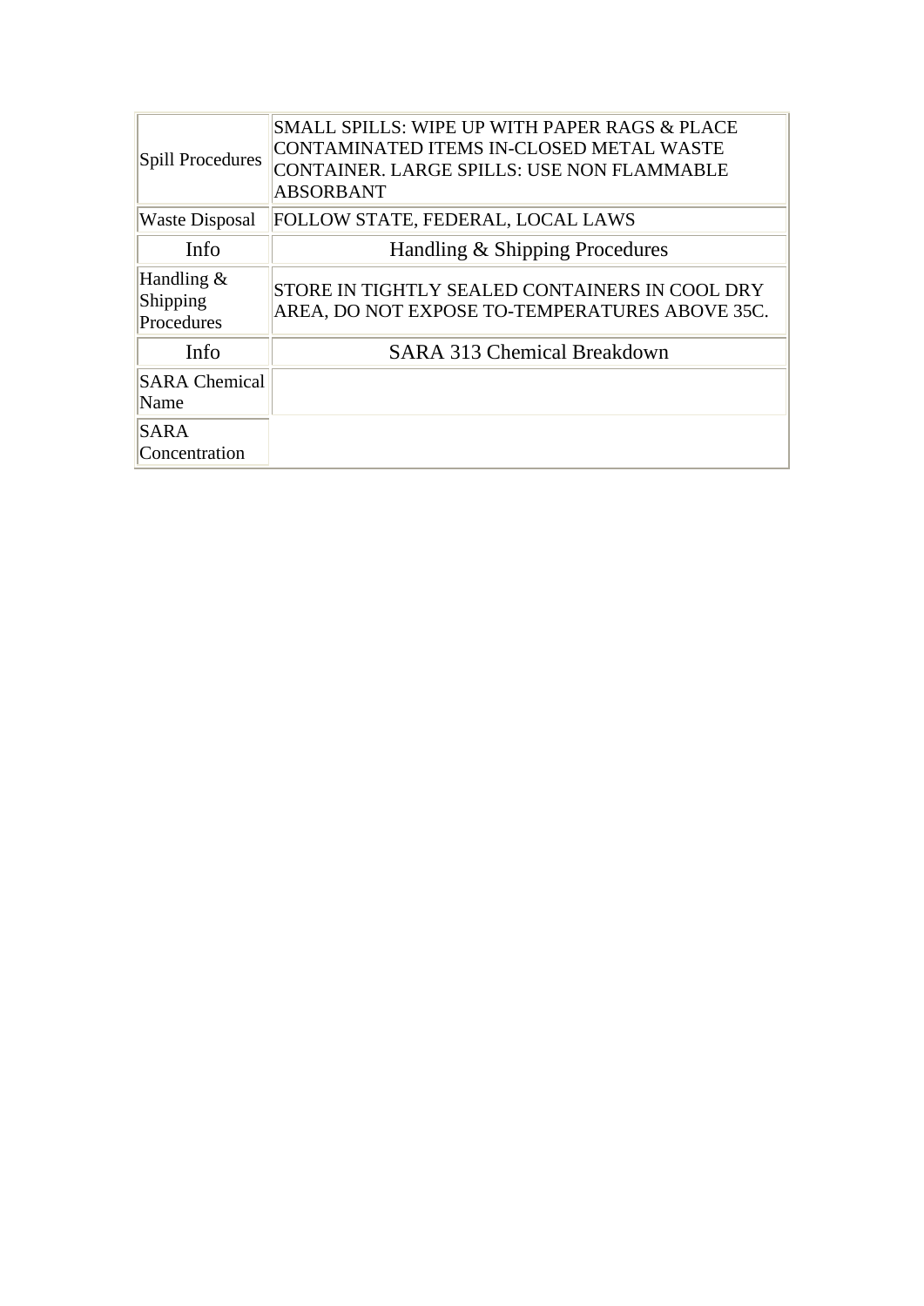| | |
|---|---|
| Spill Procedures | SMALL SPILLS: WIPE UP WITH PAPER RAGS & PLACE CONTAMINATED ITEMS IN-CLOSED METAL WASTE CONTAINER. LARGE SPILLS: USE NON FLAMMABLE ABSORBANT |
| Waste Disposal | FOLLOW STATE, FEDERAL, LOCAL LAWS |
| Info | Handling & Shipping Procedures |
| Handling & Shipping Procedures | STORE IN TIGHTLY SEALED CONTAINERS IN COOL DRY AREA, DO NOT EXPOSE TO-TEMPERATURES ABOVE 35C. |
| Info | SARA 313 Chemical Breakdown |
| SARA Chemical Name | |
| SARA Concentration | |